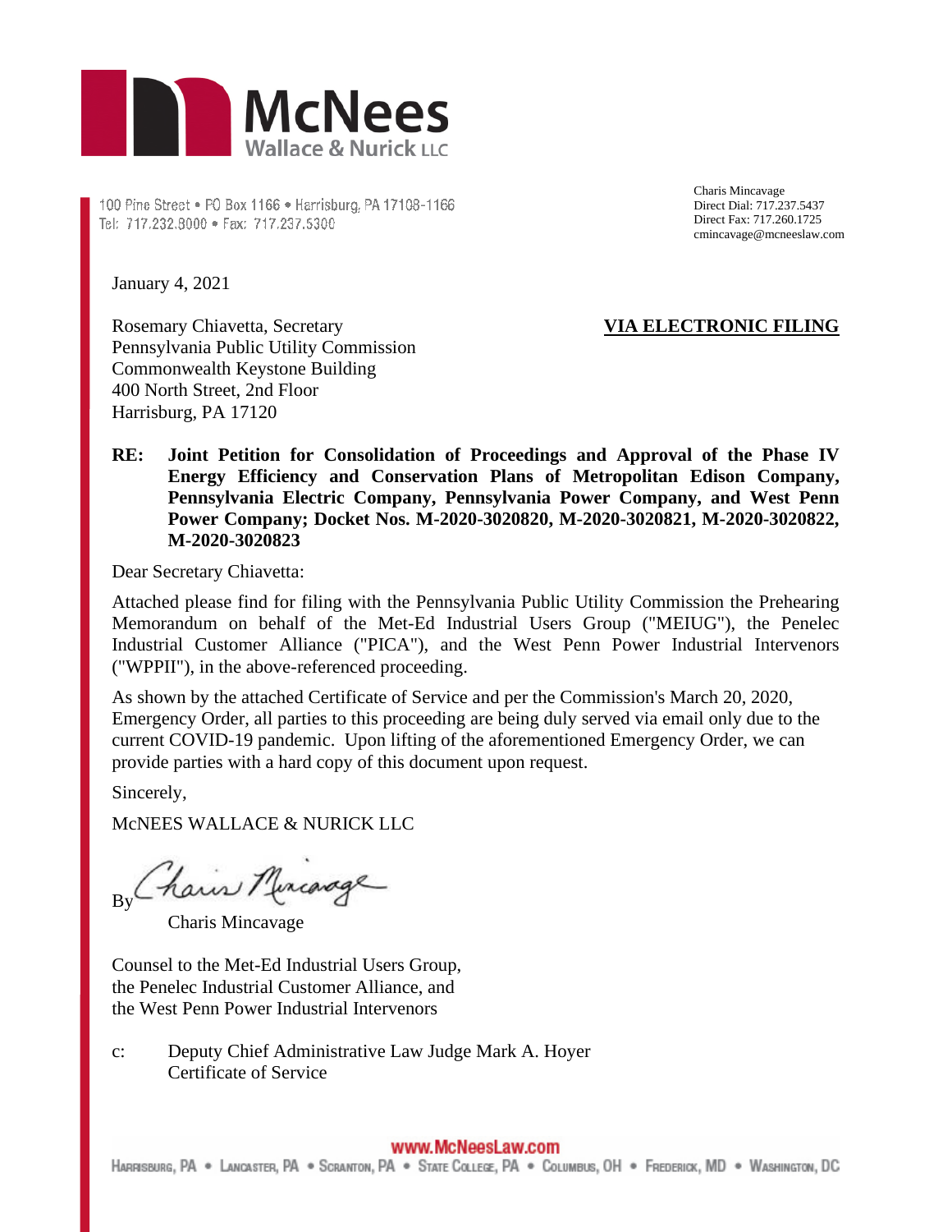McNees
Wallace & Nurick LLC

100 Pine Street • PO Box 1166 • Harrisburg, PA 17108-1166
Tel: 717.232.8000 • Fax: 717.237.5300

Charis Mincavage
Direct Dial: 717.237.5437
Direct Fax: 717.260.1725
cmincavage@mcneeslaw.com

January 4, 2021

Rosemary Chiavetta, Secretary
Pennsylvania Public Utility Commission
Commonwealth Keystone Building
400 North Street, 2nd Floor
Harrisburg, PA 17120

**VIA ELECTRONIC FILING**

**RE: Joint Petition for Consolidation of Proceedings and Approval of the Phase IV Energy Efficiency and Conservation Plans of Metropolitan Edison Company, Pennsylvania Electric Company, Pennsylvania Power Company, and West Penn Power Company; Docket Nos. M-2020-3020820, M-2020-3020821, M-2020-3020822, M-2020-3020823**

Dear Secretary Chiavetta:

Attached please find for filing with the Pennsylvania Public Utility Commission the Prehearing Memorandum on behalf of the Met-Ed Industrial Users Group ("MEIUG"), the Penelec Industrial Customer Alliance ("PICA"), and the West Penn Power Industrial Intervenors ("WPPII"), in the above-referenced proceeding.

As shown by the attached Certificate of Service and per the Commission's March 20, 2020, Emergency Order, all parties to this proceeding are being duly served via email only due to the current COVID-19 pandemic. Upon lifting of the aforementioned Emergency Order, we can provide parties with a hard copy of this document upon request.

Sincerely,

McNEES WALLACE & NURICK LLC

By Charis Mincavage

Charis Mincavage

Counsel to the Met-Ed Industrial Users Group, the Penelec Industrial Customer Alliance, and the West Penn Power Industrial Intervenors

c: Deputy Chief Administrative Law Judge Mark A. Hoyer
Certificate of Service

www.McNeesLaw.com
HARRISBURG, PA • LANCASTER, PA • SCRANTON, PA • STATE COLLEGE, PA • COLUMBUS, OH • FREDERICK, MD • WASHINGTON, DC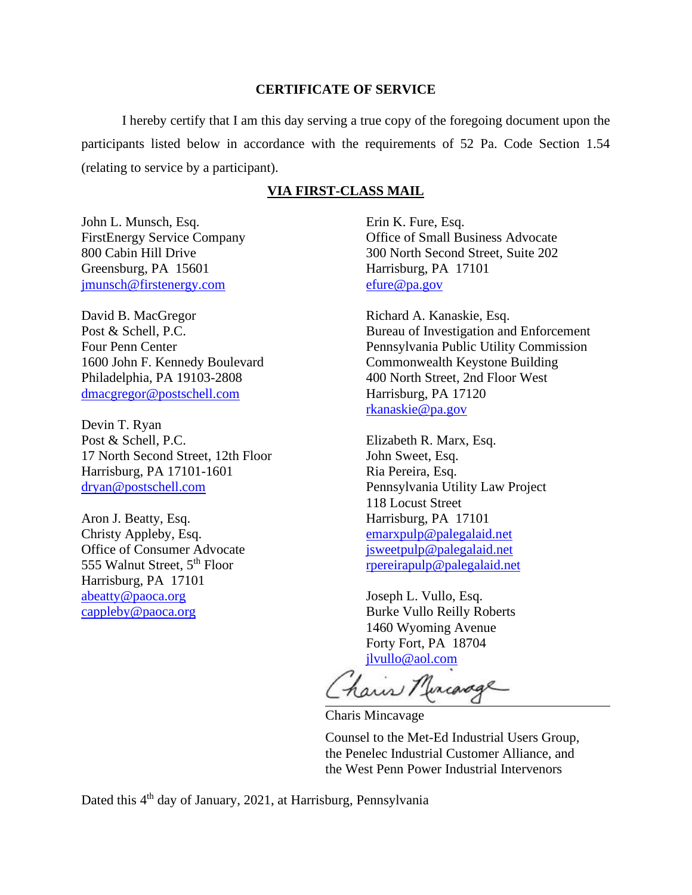## CERTIFICATE OF SERVICE

I hereby certify that I am this day serving a true copy of the foregoing document upon the participants listed below in accordance with the requirements of 52 Pa. Code Section 1.54 (relating to service by a participant).

**VIA FIRST-CLASS MAIL**

John L. Munsch, Esq.
FirstEnergy Service Company
800 Cabin Hill Drive
Greensburg, PA 15601
jmunsch@firstenergy.com

David B. MacGregor
Post & Schell, P.C.
Four Penn Center
1600 John F. Kennedy Boulevard
Philadelphia, PA 19103-2808
dmacgregor@postschell.com

Devin T. Ryan
Post & Schell, P.C.
17 North Second Street, 12th Floor
Harrisburg, PA 17101-1601
dryan@postschell.com

Aron J. Beatty, Esq.
Christy Appleby, Esq.
Office of Consumer Advocate
555 Walnut Street, 5th Floor
Harrisburg, PA 17101
abeatty@paoca.org
cappleby@paoca.org

Erin K. Fure, Esq.
Office of Small Business Advocate
300 North Second Street, Suite 202
Harrisburg, PA 17101
efure@pa.gov

Richard A. Kanaskie, Esq.
Bureau of Investigation and Enforcement
Pennsylvania Public Utility Commission
Commonwealth Keystone Building
400 North Street, 2nd Floor West
Harrisburg, PA 17120
rkanaskie@pa.gov

Elizabeth R. Marx, Esq.
John Sweet, Esq.
Ria Pereira, Esq.
Pennsylvania Utility Law Project
118 Locust Street
Harrisburg, PA 17101
emarxpulp@palegalaid.net
jsweetpulp@palegalaid.net
rpereirapulp@palegalaid.net

Joseph L. Vullo, Esq.
Burke Vullo Reilly Roberts
1460 Wyoming Avenue
Forty Fort, PA 18704
jlvullo@aol.com

Charis Mincavage

Counsel to the Met-Ed Industrial Users Group, the Penelec Industrial Customer Alliance, and the West Penn Power Industrial Intervenors

Dated this 4th day of January, 2021, at Harrisburg, Pennsylvania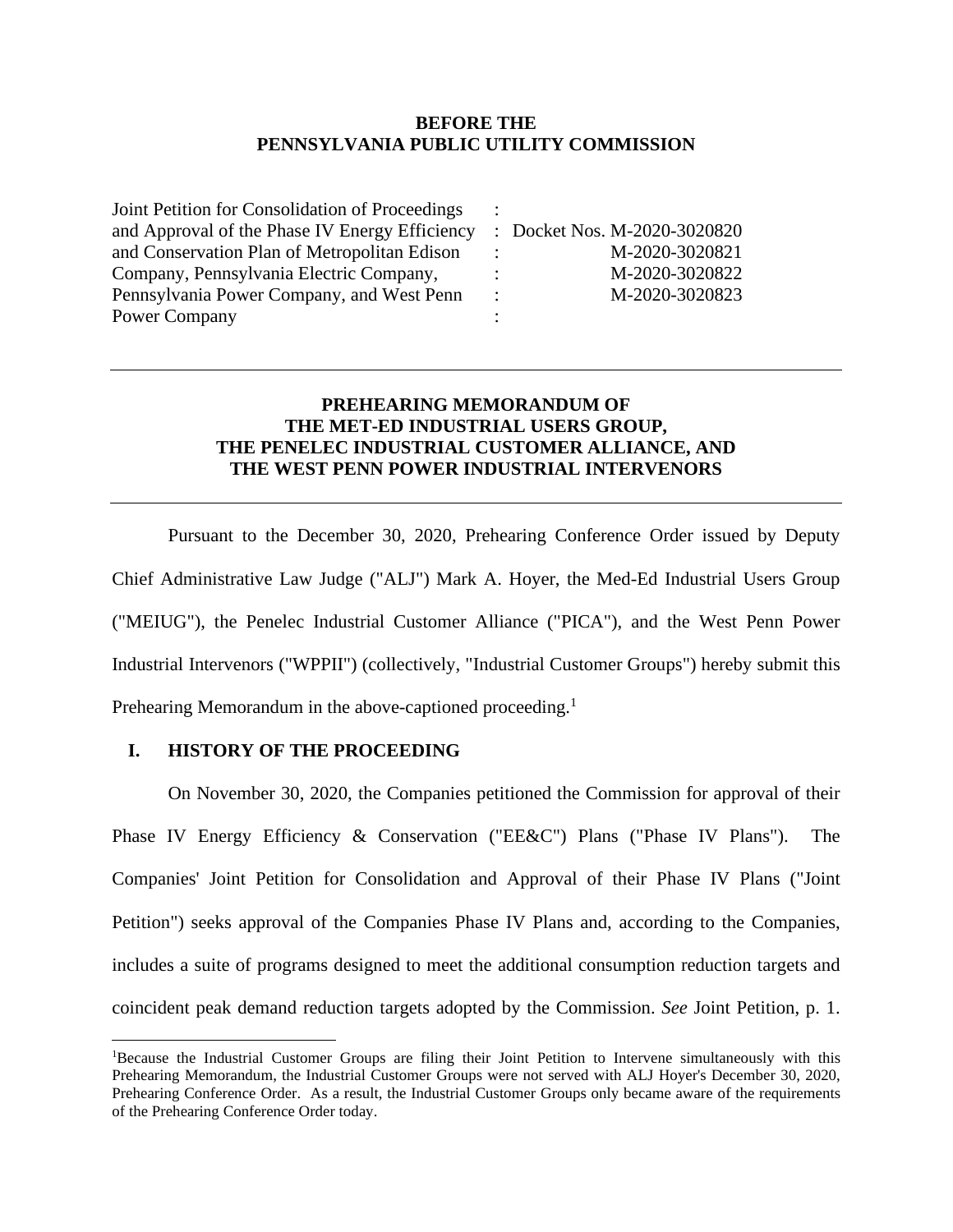**BEFORE THE**
**PENNSYLVANIA PUBLIC UTILITY COMMISSION**

| | | |
|---|---|---|
| Joint Petition for Consolidation of Proceedings | : | |
| and Approval of the Phase IV Energy Efficiency | : | Docket Nos. M-2020-3020820 |
| and Conservation Plan of Metropolitan Edison | : | M-2020-3020821 |
| Company, Pennsylvania Electric Company, | : | M-2020-3020822 |
| Pennsylvania Power Company, and West Penn | : | M-2020-3020823 |
| Power Company | : | |

---

**PREHEARING MEMORANDUM OF**
**THE MET-ED INDUSTRIAL USERS GROUP,**
**THE PENELEC INDUSTRIAL CUSTOMER ALLIANCE, AND**
**THE WEST PENN POWER INDUSTRIAL INTERVENORS**

---

Pursuant to the December 30, 2020, Prehearing Conference Order issued by Deputy Chief Administrative Law Judge ("ALJ") Mark A. Hoyer, the Med-Ed Industrial Users Group ("MEIUG"), the Penelec Industrial Customer Alliance ("PICA"), and the West Penn Power Industrial Intervenors ("WPPII") (collectively, "Industrial Customer Groups") hereby submit this Prehearing Memorandum in the above-captioned proceeding.[1]

## I. HISTORY OF THE PROCEEDING

On November 30, 2020, the Companies petitioned the Commission for approval of their Phase IV Energy Efficiency & Conservation ("EE&C") Plans ("Phase IV Plans"). The Companies' Joint Petition for Consolidation and Approval of their Phase IV Plans ("Joint Petition") seeks approval of the Companies Phase IV Plans and, according to the Companies, includes a suite of programs designed to meet the additional consumption reduction targets and coincident peak demand reduction targets adopted by the Commission. *See* Joint Petition, p. 1.

[1]Because the Industrial Customer Groups are filing their Joint Petition to Intervene simultaneously with this Prehearing Memorandum, the Industrial Customer Groups were not served with ALJ Hoyer's December 30, 2020, Prehearing Conference Order. As a result, the Industrial Customer Groups only became aware of the requirements of the Prehearing Conference Order today.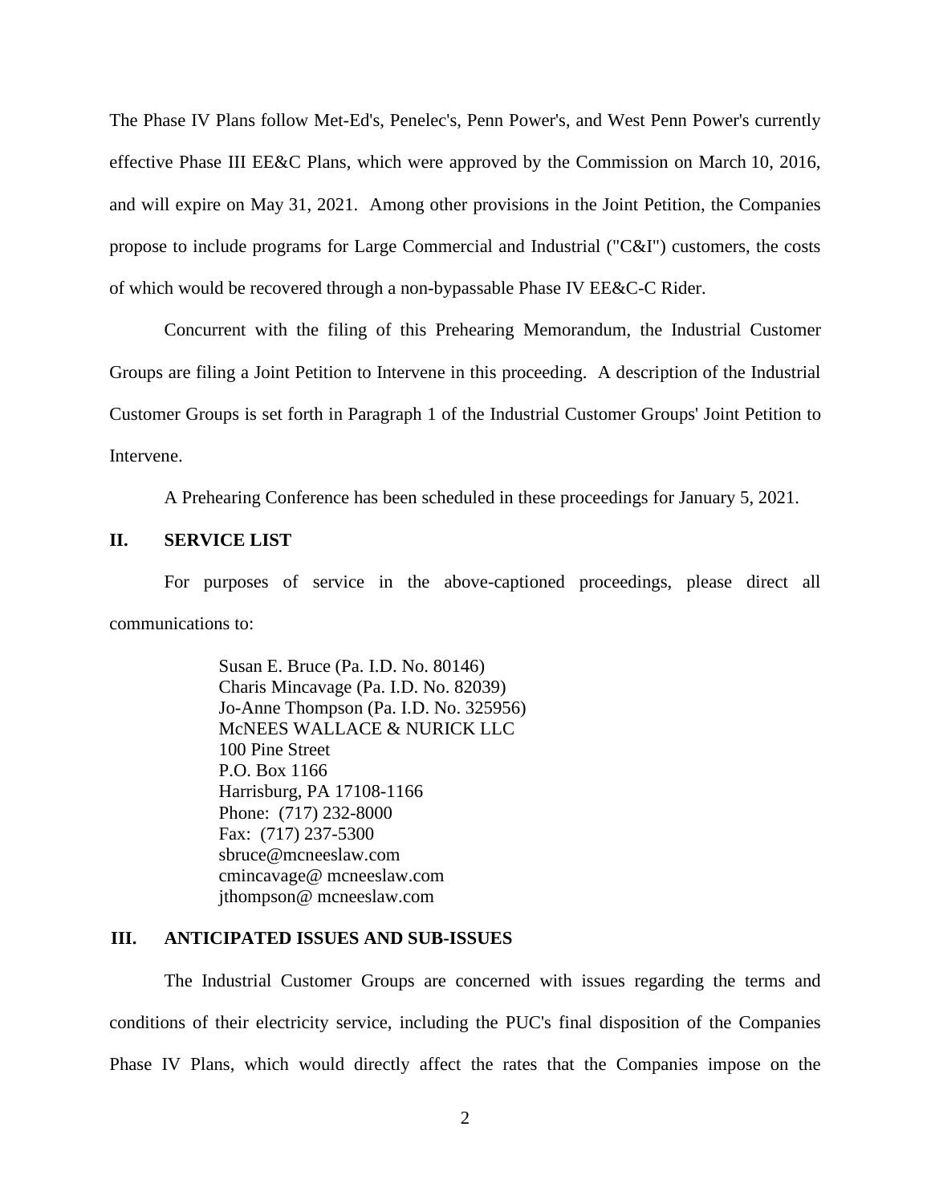The Phase IV Plans follow Met-Ed's, Penelec's, Penn Power's, and West Penn Power's currently effective Phase III EE&C Plans, which were approved by the Commission on March 10, 2016, and will expire on May 31, 2021. Among other provisions in the Joint Petition, the Companies propose to include programs for Large Commercial and Industrial ("C&I") customers, the costs of which would be recovered through a non-bypassable Phase IV EE&C-C Rider.

Concurrent with the filing of this Prehearing Memorandum, the Industrial Customer Groups are filing a Joint Petition to Intervene in this proceeding. A description of the Industrial Customer Groups is set forth in Paragraph 1 of the Industrial Customer Groups' Joint Petition to Intervene.

A Prehearing Conference has been scheduled in these proceedings for January 5, 2021.

## II. SERVICE LIST

For purposes of service in the above-captioned proceedings, please direct all communications to:

> Susan E. Bruce (Pa. I.D. No. 80146)
> Charis Mincavage (Pa. I.D. No. 82039)
> Jo-Anne Thompson (Pa. I.D. No. 325956)
> McNEES WALLACE & NURICK LLC
> 100 Pine Street
> P.O. Box 1166
> Harrisburg, PA 17108-1166
> Phone: (717) 232-8000
> Fax: (717) 237-5300
> sbruce@mcneeslaw.com
> cmincavage@ mcneeslaw.com
> jthompson@ mcneeslaw.com

## III. ANTICIPATED ISSUES AND SUB-ISSUES

The Industrial Customer Groups are concerned with issues regarding the terms and conditions of their electricity service, including the PUC's final disposition of the Companies Phase IV Plans, which would directly affect the rates that the Companies impose on the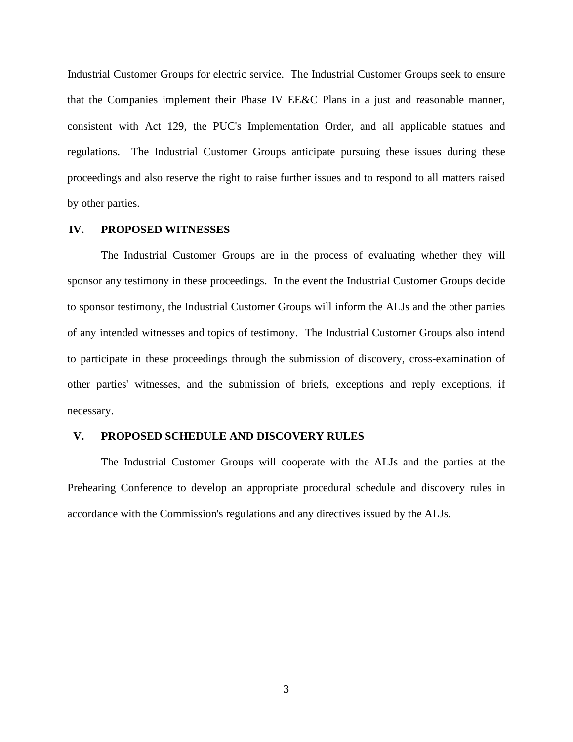Industrial Customer Groups for electric service. The Industrial Customer Groups seek to ensure that the Companies implement their Phase IV EE&C Plans in a just and reasonable manner, consistent with Act 129, the PUC's Implementation Order, and all applicable statues and regulations. The Industrial Customer Groups anticipate pursuing these issues during these proceedings and also reserve the right to raise further issues and to respond to all matters raised by other parties.

## IV. PROPOSED WITNESSES

The Industrial Customer Groups are in the process of evaluating whether they will sponsor any testimony in these proceedings. In the event the Industrial Customer Groups decide to sponsor testimony, the Industrial Customer Groups will inform the ALJs and the other parties of any intended witnesses and topics of testimony. The Industrial Customer Groups also intend to participate in these proceedings through the submission of discovery, cross-examination of other parties' witnesses, and the submission of briefs, exceptions and reply exceptions, if necessary.

## V. PROPOSED SCHEDULE AND DISCOVERY RULES

The Industrial Customer Groups will cooperate with the ALJs and the parties at the Prehearing Conference to develop an appropriate procedural schedule and discovery rules in accordance with the Commission's regulations and any directives issued by the ALJs.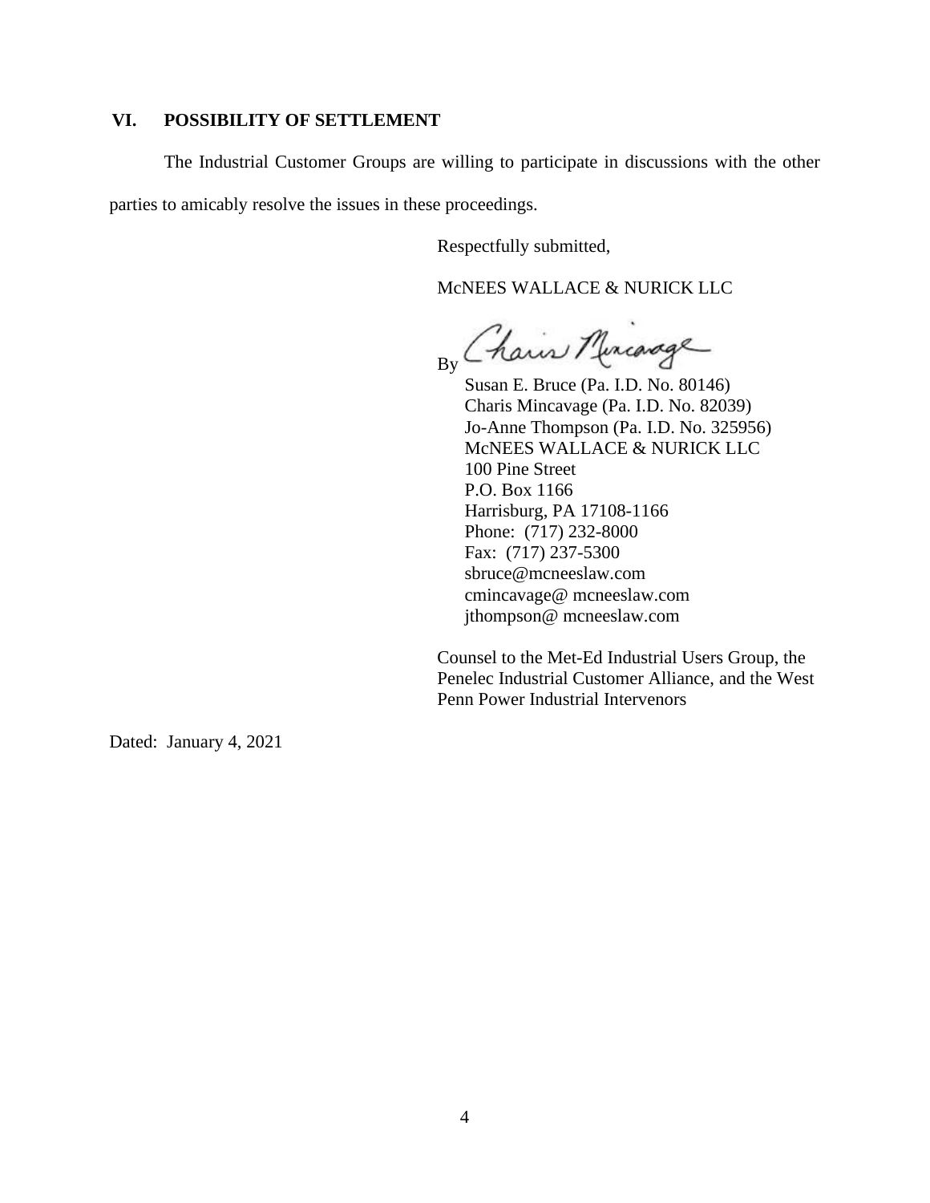## VI. POSSIBILITY OF SETTLEMENT

The Industrial Customer Groups are willing to participate in discussions with the other parties to amicably resolve the issues in these proceedings.

Respectfully submitted,

McNEES WALLACE & NURICK LLC

By Charis Mincavage

Susan E. Bruce (Pa. I.D. No. 80146)
Charis Mincavage (Pa. I.D. No. 82039)
Jo-Anne Thompson (Pa. I.D. No. 325956)
McNEES WALLACE & NURICK LLC
100 Pine Street
P.O. Box 1166
Harrisburg, PA 17108-1166
Phone: (717) 232-8000
Fax: (717) 237-5300
sbruce@mcneeslaw.com
cmincavage@ mcneeslaw.com
jthompson@ mcneeslaw.com

Counsel to the Met-Ed Industrial Users Group, the Penelec Industrial Customer Alliance, and the West Penn Power Industrial Intervenors

Dated: January 4, 2021